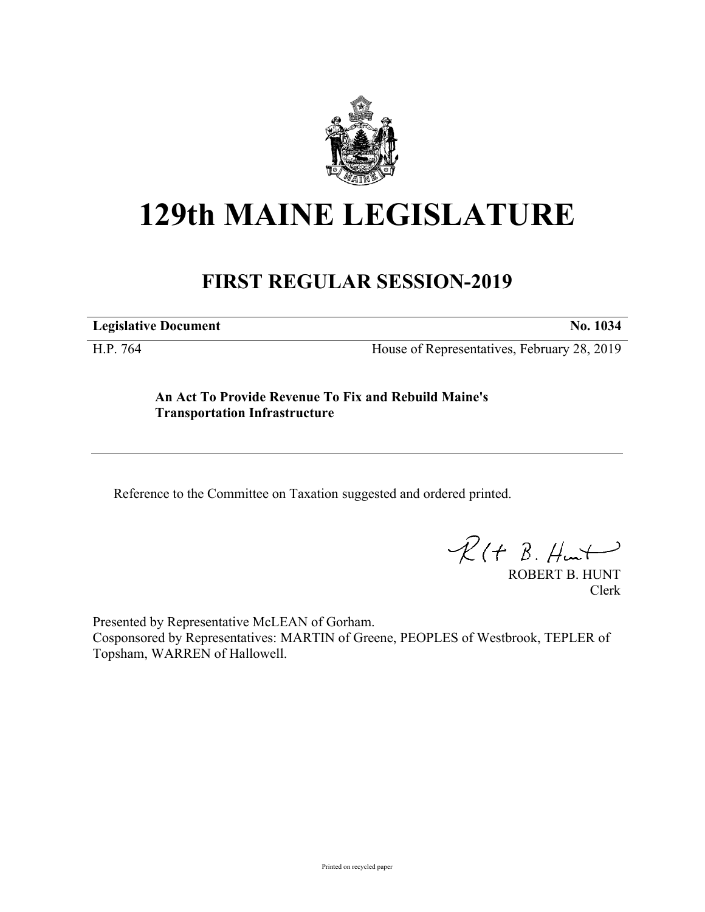# 129th MAINE LEGISLATURE

## FIRST REGULAR SESSION-2019

| **Legislative Document** | **No. 1034** |
|---|---|
| H.P. 764 | House of Representatives, February 28, 2019 |

**An Act To Provide Revenue To Fix and Rebuild Maine's Transportation Infrastructure**

---

Reference to the Committee on Taxation suggested and ordered printed.

ROBERT B. HUNT
Clerk

Presented by Representative McLEAN of Gorham.
Cosponsored by Representatives: MARTIN of Greene, PEOPLES of Westbrook, TEPLER of Topsham, WARREN of Hallowell.

Printed on recycled paper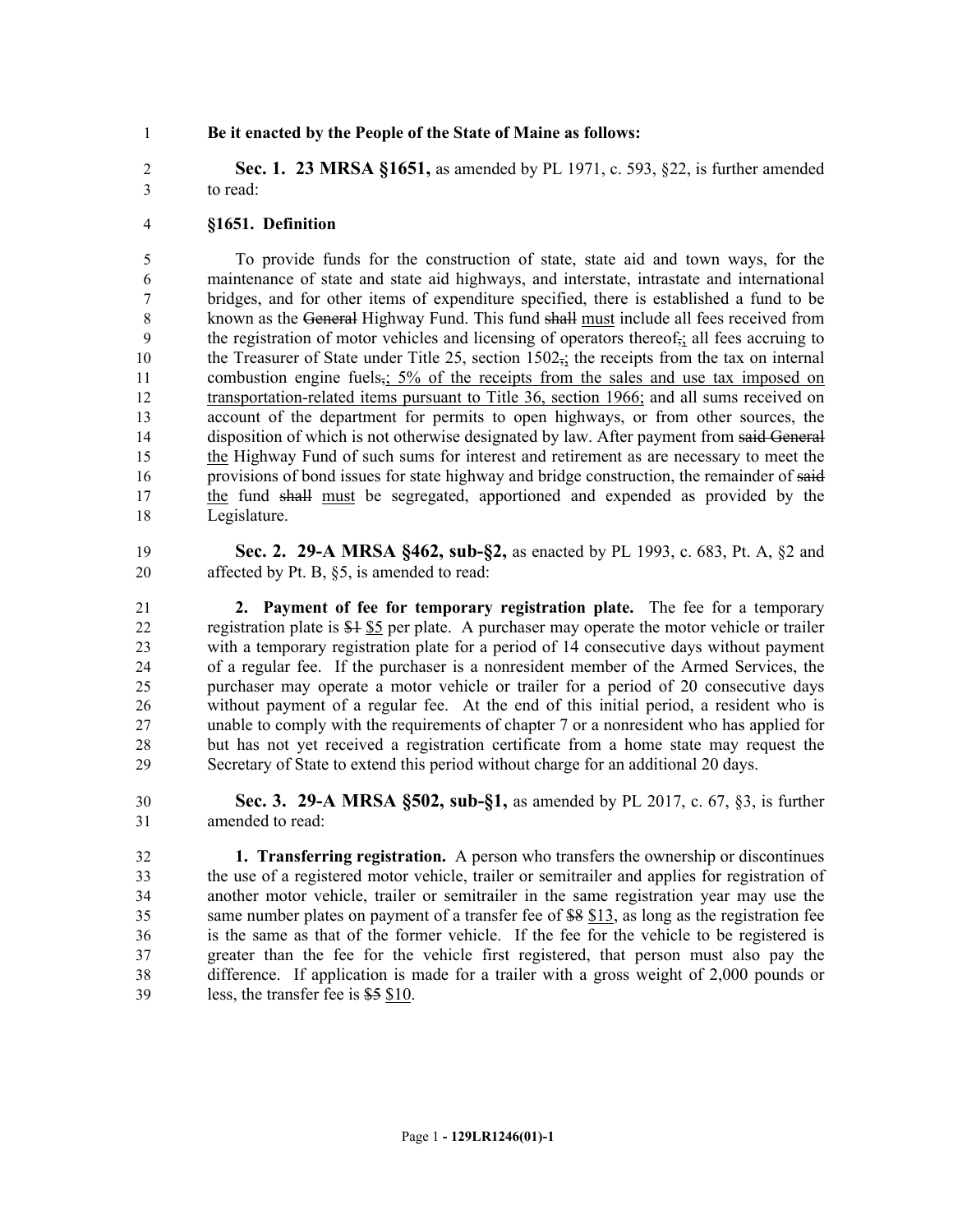**Be it enacted by the People of the State of Maine as follows:**

**Sec. 1. 23 MRSA §1651,** as amended by PL 1971, c. 593, §22, is further amended to read:

**§1651. Definition**

To provide funds for the construction of state, state aid and town ways, for the maintenance of state and state aid highways, and interstate, intrastate and international bridges, and for other items of expenditure specified, there is established a fund to be known as the ~~General~~ Highway Fund. This fund ~~shall~~ must include all fees received from the registration of motor vehicles and licensing of operators thereof~~,~~; all fees accruing to the Treasurer of State under Title 25, section 1502~~,~~; the receipts from the tax on internal combustion engine fuels~~,~~; 5% of the receipts from the sales and use tax imposed on transportation-related items pursuant to Title 36, section 1966; and all sums received on account of the department for permits to open highways, or from other sources, the disposition of which is not otherwise designated by law. After payment from ~~said General~~ the Highway Fund of such sums for interest and retirement as are necessary to meet the provisions of bond issues for state highway and bridge construction, the remainder of ~~said~~ the fund ~~shall~~ must be segregated, apportioned and expended as provided by the Legislature.

**Sec. 2. 29-A MRSA §462, sub-§2,** as enacted by PL 1993, c. 683, Pt. A, §2 and affected by Pt. B, §5, is amended to read:

**2. Payment of fee for temporary registration plate.** The fee for a temporary registration plate is ~~$1~~ $5 per plate. A purchaser may operate the motor vehicle or trailer with a temporary registration plate for a period of 14 consecutive days without payment of a regular fee. If the purchaser is a nonresident member of the Armed Services, the purchaser may operate a motor vehicle or trailer for a period of 20 consecutive days without payment of a regular fee. At the end of this initial period, a resident who is unable to comply with the requirements of chapter 7 or a nonresident who has applied for but has not yet received a registration certificate from a home state may request the Secretary of State to extend this period without charge for an additional 20 days.

**Sec. 3. 29-A MRSA §502, sub-§1,** as amended by PL 2017, c. 67, §3, is further amended to read:

**1. Transferring registration.** A person who transfers the ownership or discontinues the use of a registered motor vehicle, trailer or semitrailer and applies for registration of another motor vehicle, trailer or semitrailer in the same registration year may use the same number plates on payment of a transfer fee of ~~$8~~ $13, as long as the registration fee is the same as that of the former vehicle. If the fee for the vehicle to be registered is greater than the fee for the vehicle first registered, that person must also pay the difference. If application is made for a trailer with a gross weight of 2,000 pounds or less, the transfer fee is ~~$5~~ $10.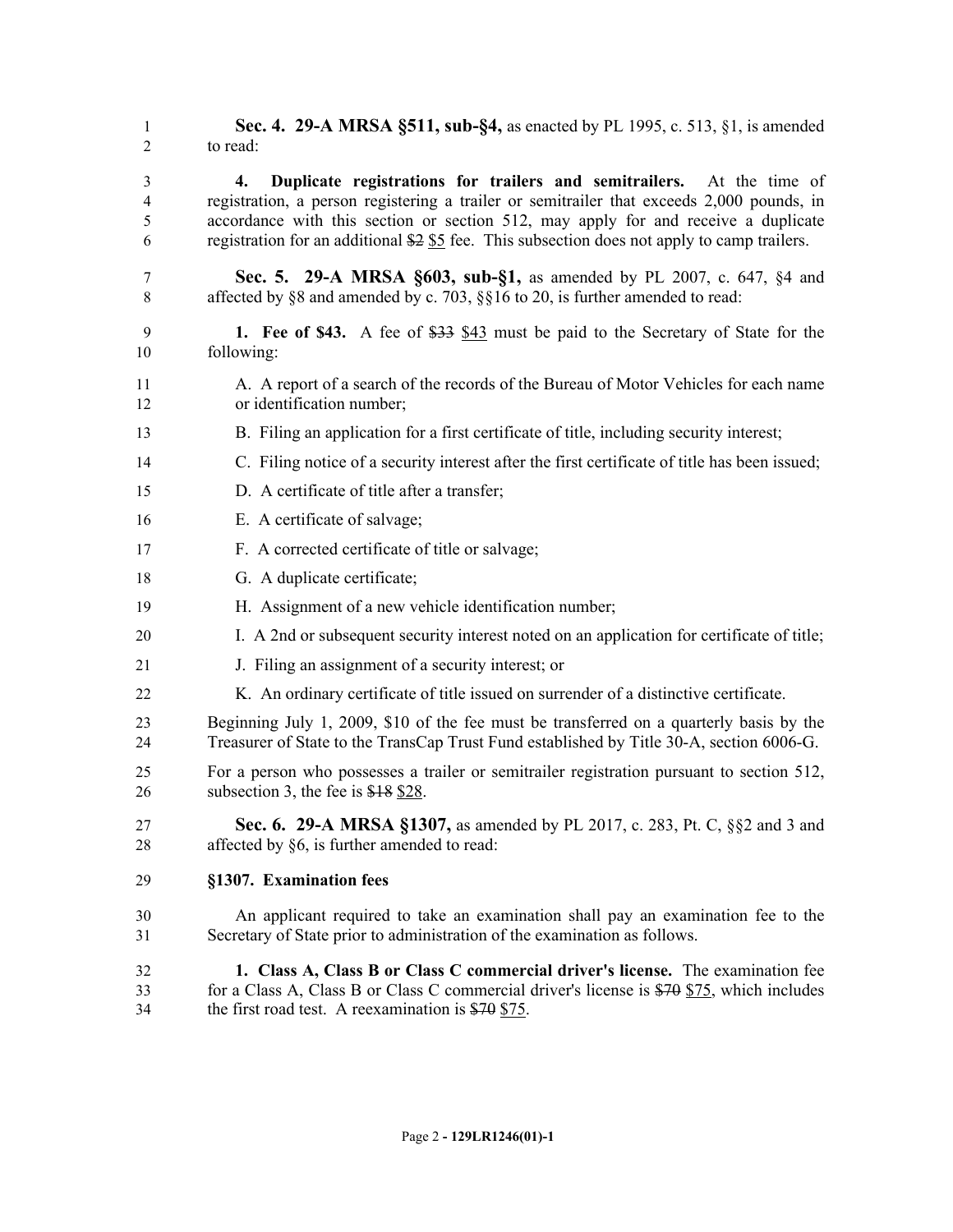**Sec. 4. 29-A MRSA §511, sub-§4,** as enacted by PL 1995, c. 513, §1, is amended to read:

**4. Duplicate registrations for trailers and semitrailers.** At the time of registration, a person registering a trailer or semitrailer that exceeds 2,000 pounds, in accordance with this section or section 512, may apply for and receive a duplicate registration for an additional ~~$2~~ <u>$5</u> fee. This subsection does not apply to camp trailers.

**Sec. 5. 29-A MRSA §603, sub-§1,** as amended by PL 2007, c. 647, §4 and affected by §8 and amended by c. 703, §§16 to 20, is further amended to read:

**1. Fee of $43.** A fee of ~~$33~~ <u>$43</u> must be paid to the Secretary of State for the following:

A. A report of a search of the records of the Bureau of Motor Vehicles for each name or identification number;

B. Filing an application for a first certificate of title, including security interest;

C. Filing notice of a security interest after the first certificate of title has been issued;

D. A certificate of title after a transfer;

E. A certificate of salvage;

F. A corrected certificate of title or salvage;

G. A duplicate certificate;

H. Assignment of a new vehicle identification number;

I. A 2nd or subsequent security interest noted on an application for certificate of title;

J. Filing an assignment of a security interest; or

K. An ordinary certificate of title issued on surrender of a distinctive certificate.

Beginning July 1, 2009, $10 of the fee must be transferred on a quarterly basis by the Treasurer of State to the TransCap Trust Fund established by Title 30-A, section 6006-G.

For a person who possesses a trailer or semitrailer registration pursuant to section 512, subsection 3, the fee is ~~$18~~ <u>$28</u>.

**Sec. 6. 29-A MRSA §1307,** as amended by PL 2017, c. 283, Pt. C, §§2 and 3 and affected by §6, is further amended to read:

**§1307. Examination fees**

An applicant required to take an examination shall pay an examination fee to the Secretary of State prior to administration of the examination as follows.

**1. Class A, Class B or Class C commercial driver's license.** The examination fee for a Class A, Class B or Class C commercial driver's license is ~~$70~~ <u>$75</u>, which includes the first road test. A reexamination is ~~$70~~ <u>$75</u>.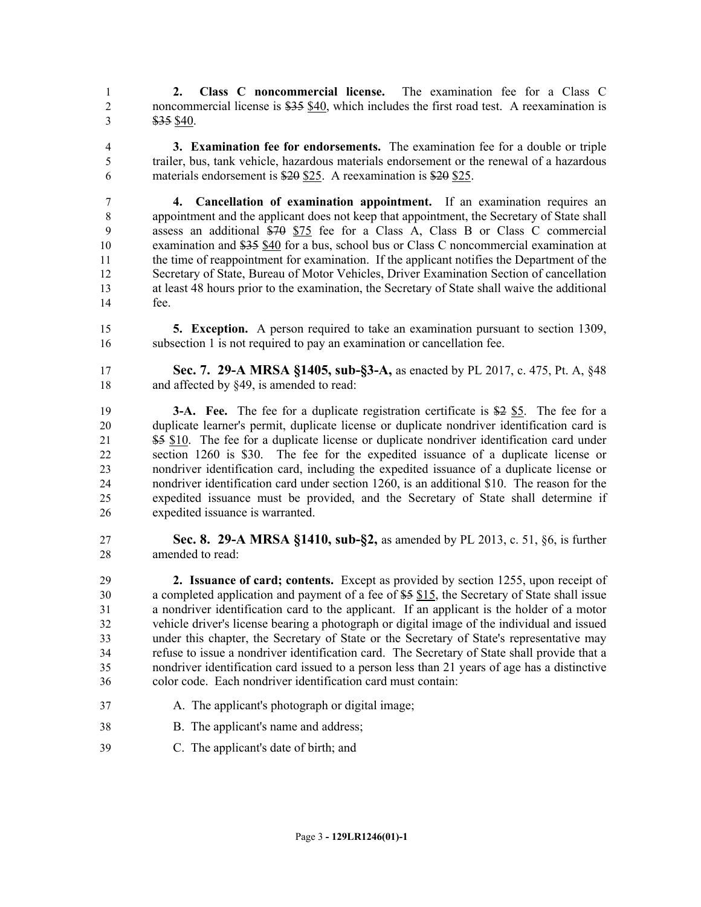**2. Class C noncommercial license.** The examination fee for a Class C noncommercial license is ~~$35~~ $40, which includes the first road test. A reexamination is ~~$35~~ $40.

**3. Examination fee for endorsements.** The examination fee for a double or triple trailer, bus, tank vehicle, hazardous materials endorsement or the renewal of a hazardous materials endorsement is ~~$20~~ $25. A reexamination is ~~$20~~ $25.

**4. Cancellation of examination appointment.** If an examination requires an appointment and the applicant does not keep that appointment, the Secretary of State shall assess an additional ~~$70~~ $75 fee for a Class A, Class B or Class C commercial examination and ~~$35~~ $40 for a bus, school bus or Class C noncommercial examination at the time of reappointment for examination. If the applicant notifies the Department of the Secretary of State, Bureau of Motor Vehicles, Driver Examination Section of cancellation at least 48 hours prior to the examination, the Secretary of State shall waive the additional fee.

**5. Exception.** A person required to take an examination pursuant to section 1309, subsection 1 is not required to pay an examination or cancellation fee.

**Sec. 7. 29-A MRSA §1405, sub-§3-A,** as enacted by PL 2017, c. 475, Pt. A, §48 and affected by §49, is amended to read:

**3-A. Fee.** The fee for a duplicate registration certificate is ~~$2~~ $5. The fee for a duplicate learner's permit, duplicate license or duplicate nondriver identification card is ~~$5~~ $10. The fee for a duplicate license or duplicate nondriver identification card under section 1260 is $30. The fee for the expedited issuance of a duplicate license or nondriver identification card, including the expedited issuance of a duplicate license or nondriver identification card under section 1260, is an additional $10. The reason for the expedited issuance must be provided, and the Secretary of State shall determine if expedited issuance is warranted.

**Sec. 8. 29-A MRSA §1410, sub-§2,** as amended by PL 2013, c. 51, §6, is further amended to read:

**2. Issuance of card; contents.** Except as provided by section 1255, upon receipt of a completed application and payment of a fee of ~~$5~~ $15, the Secretary of State shall issue a nondriver identification card to the applicant. If an applicant is the holder of a motor vehicle driver's license bearing a photograph or digital image of the individual and issued under this chapter, the Secretary of State or the Secretary of State's representative may refuse to issue a nondriver identification card. The Secretary of State shall provide that a nondriver identification card issued to a person less than 21 years of age has a distinctive color code. Each nondriver identification card must contain:

A. The applicant's photograph or digital image;

B. The applicant's name and address;

C. The applicant's date of birth; and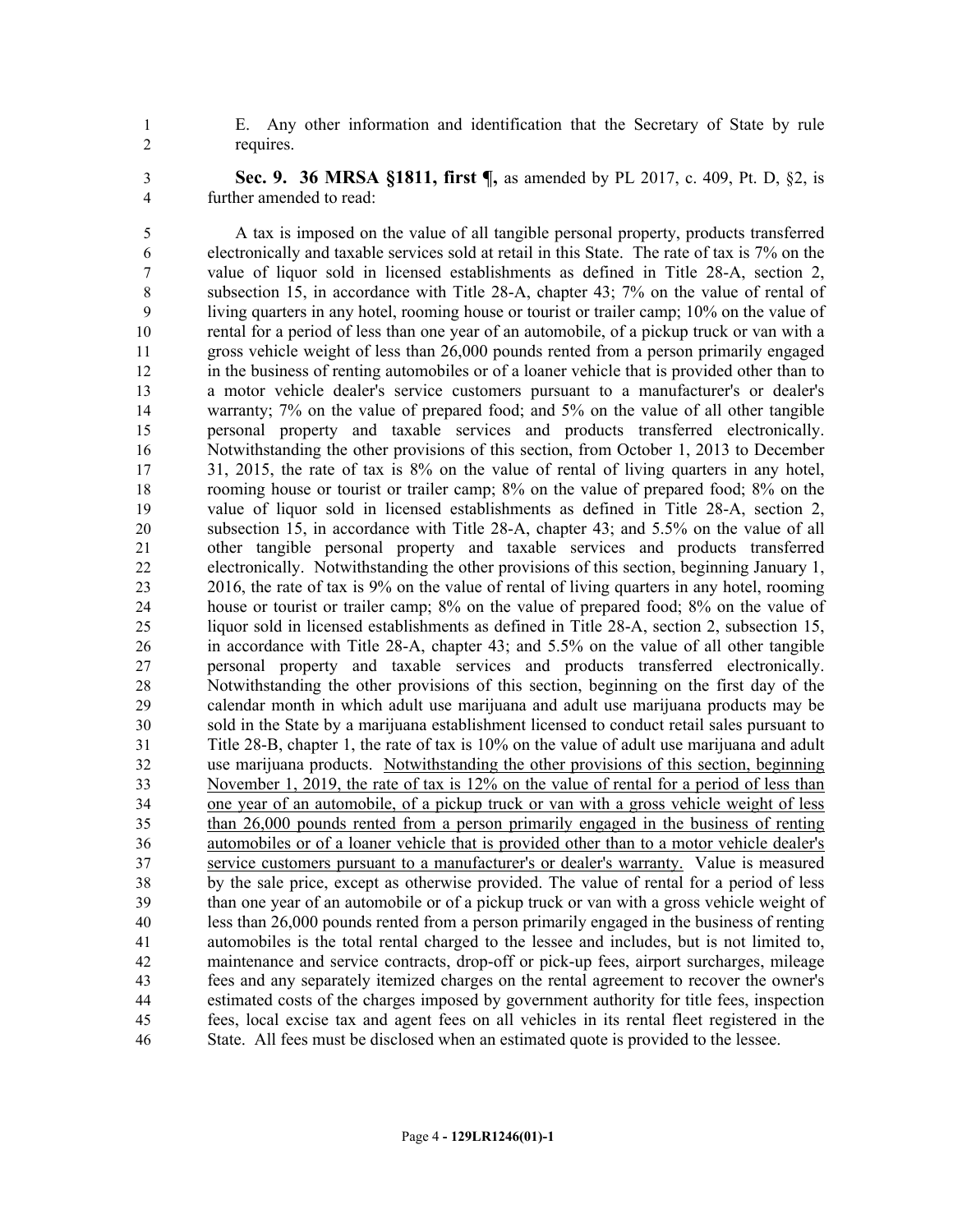E. Any other information and identification that the Secretary of State by rule requires.

**Sec. 9. 36 MRSA §1811, first ¶,** as amended by PL 2017, c. 409, Pt. D, §2, is further amended to read:

A tax is imposed on the value of all tangible personal property, products transferred electronically and taxable services sold at retail in this State. The rate of tax is 7% on the value of liquor sold in licensed establishments as defined in Title 28-A, section 2, subsection 15, in accordance with Title 28-A, chapter 43; 7% on the value of rental of living quarters in any hotel, rooming house or tourist or trailer camp; 10% on the value of rental for a period of less than one year of an automobile, of a pickup truck or van with a gross vehicle weight of less than 26,000 pounds rented from a person primarily engaged in the business of renting automobiles or of a loaner vehicle that is provided other than to a motor vehicle dealer's service customers pursuant to a manufacturer's or dealer's warranty; 7% on the value of prepared food; and 5% on the value of all other tangible personal property and taxable services and products transferred electronically. Notwithstanding the other provisions of this section, from October 1, 2013 to December 31, 2015, the rate of tax is 8% on the value of rental of living quarters in any hotel, rooming house or tourist or trailer camp; 8% on the value of prepared food; 8% on the value of liquor sold in licensed establishments as defined in Title 28-A, section 2, subsection 15, in accordance with Title 28-A, chapter 43; and 5.5% on the value of all other tangible personal property and taxable services and products transferred electronically. Notwithstanding the other provisions of this section, beginning January 1, 2016, the rate of tax is 9% on the value of rental of living quarters in any hotel, rooming house or tourist or trailer camp; 8% on the value of prepared food; 8% on the value of liquor sold in licensed establishments as defined in Title 28-A, section 2, subsection 15, in accordance with Title 28-A, chapter 43; and 5.5% on the value of all other tangible personal property and taxable services and products transferred electronically. Notwithstanding the other provisions of this section, beginning on the first day of the calendar month in which adult use marijuana and adult use marijuana products may be sold in the State by a marijuana establishment licensed to conduct retail sales pursuant to Title 28-B, chapter 1, the rate of tax is 10% on the value of adult use marijuana and adult use marijuana products. <u>Notwithstanding the other provisions of this section, beginning November 1, 2019, the rate of tax is 12% on the value of rental for a period of less than one year of an automobile, of a pickup truck or van with a gross vehicle weight of less than 26,000 pounds rented from a person primarily engaged in the business of renting automobiles or of a loaner vehicle that is provided other than to a motor vehicle dealer's service customers pursuant to a manufacturer's or dealer's warranty.</u> Value is measured by the sale price, except as otherwise provided. The value of rental for a period of less than one year of an automobile or of a pickup truck or van with a gross vehicle weight of less than 26,000 pounds rented from a person primarily engaged in the business of renting automobiles is the total rental charged to the lessee and includes, but is not limited to, maintenance and service contracts, drop-off or pick-up fees, airport surcharges, mileage fees and any separately itemized charges on the rental agreement to recover the owner's estimated costs of the charges imposed by government authority for title fees, inspection fees, local excise tax and agent fees on all vehicles in its rental fleet registered in the State. All fees must be disclosed when an estimated quote is provided to the lessee.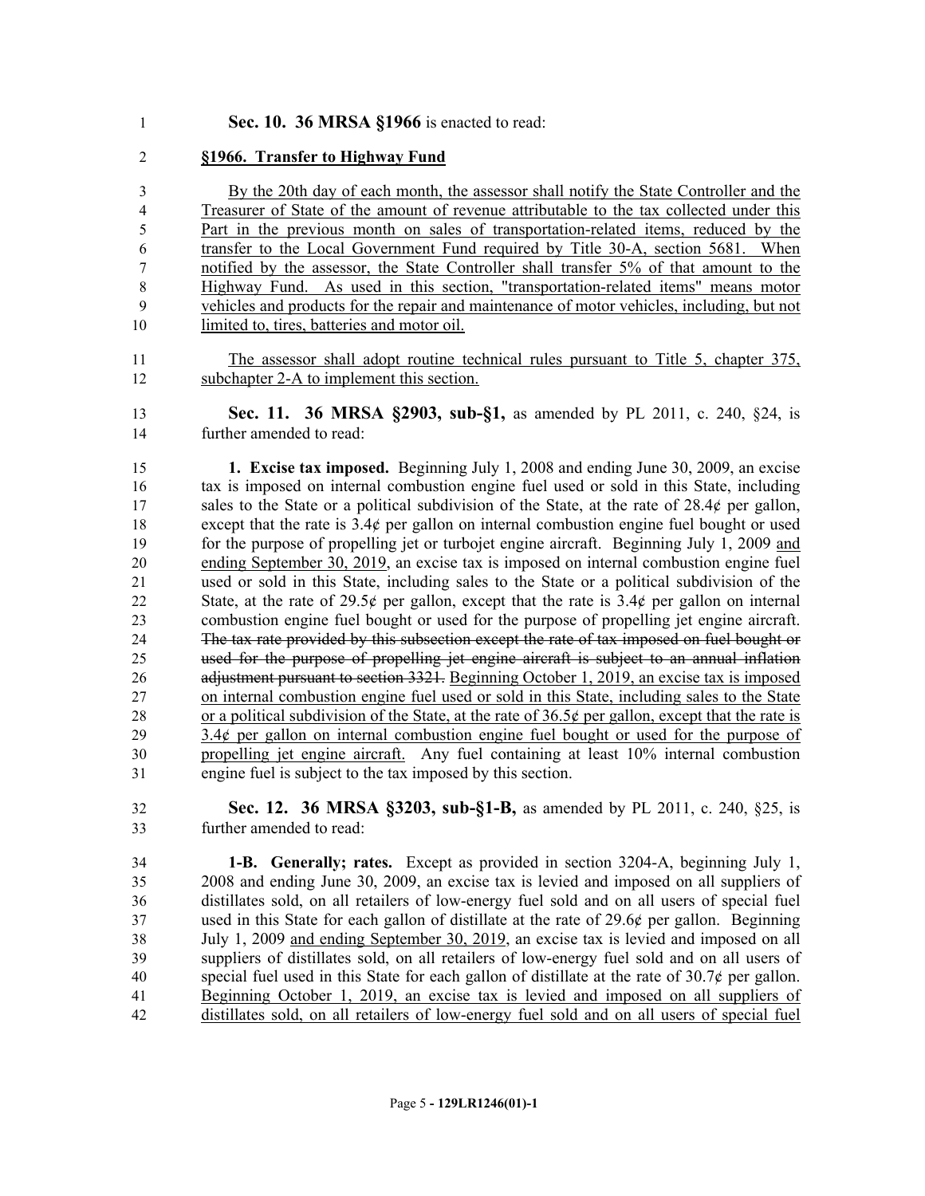**Sec. 10. 36 MRSA §1966** is enacted to read:

**§1966. Transfer to Highway Fund**

By the 20th day of each month, the assessor shall notify the State Controller and the Treasurer of State of the amount of revenue attributable to the tax collected under this Part in the previous month on sales of transportation-related items, reduced by the transfer to the Local Government Fund required by Title 30-A, section 5681. When notified by the assessor, the State Controller shall transfer 5% of that amount to the Highway Fund. As used in this section, "transportation-related items" means motor vehicles and products for the repair and maintenance of motor vehicles, including, but not limited to, tires, batteries and motor oil.

The assessor shall adopt routine technical rules pursuant to Title 5, chapter 375, subchapter 2-A to implement this section.

**Sec. 11. 36 MRSA §2903, sub-§1,** as amended by PL 2011, c. 240, §24, is further amended to read:

**1. Excise tax imposed.** Beginning July 1, 2008 and ending June 30, 2009, an excise tax is imposed on internal combustion engine fuel used or sold in this State, including sales to the State or a political subdivision of the State, at the rate of 28.4¢ per gallon, except that the rate is 3.4¢ per gallon on internal combustion engine fuel bought or used for the purpose of propelling jet or turbojet engine aircraft. Beginning July 1, 2009 and ending September 30, 2019, an excise tax is imposed on internal combustion engine fuel used or sold in this State, including sales to the State or a political subdivision of the State, at the rate of 29.5¢ per gallon, except that the rate is 3.4¢ per gallon on internal combustion engine fuel bought or used for the purpose of propelling jet engine aircraft. ~~The tax rate provided by this subsection except the rate of tax imposed on fuel bought or used for the purpose of propelling jet engine aircraft is subject to an annual inflation adjustment pursuant to section 3321.~~ Beginning October 1, 2019, an excise tax is imposed on internal combustion engine fuel used or sold in this State, including sales to the State or a political subdivision of the State, at the rate of 36.5¢ per gallon, except that the rate is 3.4¢ per gallon on internal combustion engine fuel bought or used for the purpose of propelling jet engine aircraft. Any fuel containing at least 10% internal combustion engine fuel is subject to the tax imposed by this section.

**Sec. 12. 36 MRSA §3203, sub-§1-B,** as amended by PL 2011, c. 240, §25, is further amended to read:

**1-B. Generally; rates.** Except as provided in section 3204-A, beginning July 1, 2008 and ending June 30, 2009, an excise tax is levied and imposed on all suppliers of distillates sold, on all retailers of low-energy fuel sold and on all users of special fuel used in this State for each gallon of distillate at the rate of 29.6¢ per gallon. Beginning July 1, 2009 and ending September 30, 2019, an excise tax is levied and imposed on all suppliers of distillates sold, on all retailers of low-energy fuel sold and on all users of special fuel used in this State for each gallon of distillate at the rate of 30.7¢ per gallon. Beginning October 1, 2019, an excise tax is levied and imposed on all suppliers of distillates sold, on all retailers of low-energy fuel sold and on all users of special fuel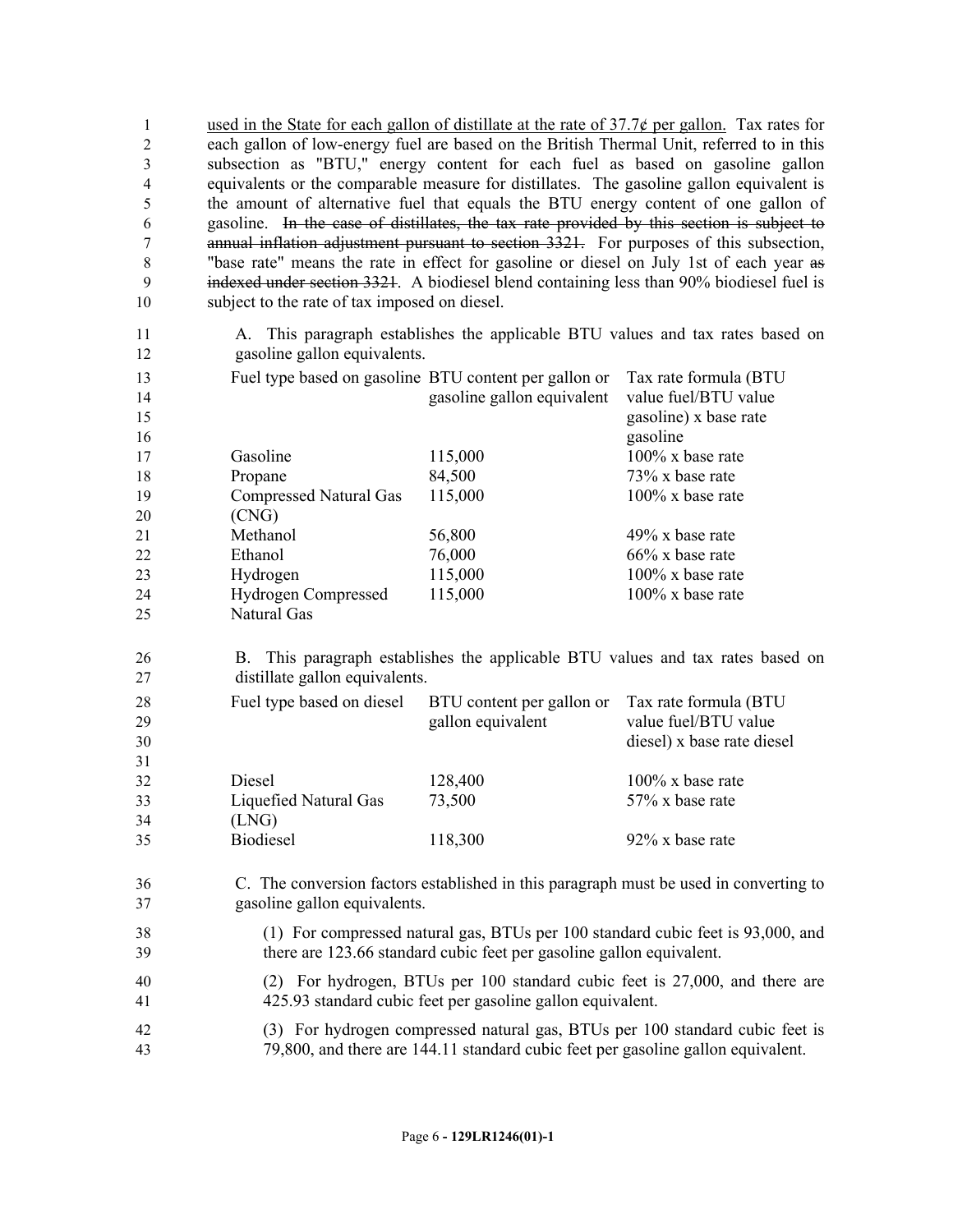used in the State for each gallon of distillate at the rate of 37.7¢ per gallon. Tax rates for each gallon of low-energy fuel are based on the British Thermal Unit, referred to in this subsection as "BTU," energy content for each fuel as based on gasoline gallon equivalents or the comparable measure for distillates. The gasoline gallon equivalent is the amount of alternative fuel that equals the BTU energy content of one gallon of gasoline. ~~In the case of distillates, the tax rate provided by this section is subject to annual inflation adjustment pursuant to section 3321.~~ For purposes of this subsection, "base rate" means the rate in effect for gasoline or diesel on July 1st of each year ~~as indexed under section 3321~~. A biodiesel blend containing less than 90% biodiesel fuel is subject to the rate of tax imposed on diesel.

A. This paragraph establishes the applicable BTU values and tax rates based on gasoline gallon equivalents.

| Fuel type based on gasoline | BTU content per gallon or gasoline gallon equivalent | Tax rate formula (BTU value fuel/BTU value gasoline) x base rate gasoline |
|---|---|---|
| Gasoline | 115,000 | 100% x base rate |
| Propane | 84,500 | 73% x base rate |
| Compressed Natural Gas (CNG) | 115,000 | 100% x base rate |
| Methanol | 56,800 | 49% x base rate |
| Ethanol | 76,000 | 66% x base rate |
| Hydrogen | 115,000 | 100% x base rate |
| Hydrogen Compressed Natural Gas | 115,000 | 100% x base rate |

B. This paragraph establishes the applicable BTU values and tax rates based on distillate gallon equivalents.

| Fuel type based on diesel | BTU content per gallon or gallon equivalent | Tax rate formula (BTU value fuel/BTU value diesel) x base rate diesel |
|---|---|---|
| Diesel | 128,400 | 100% x base rate |
| Liquefied Natural Gas (LNG) | 73,500 | 57% x base rate |
| Biodiesel | 118,300 | 92% x base rate |

C. The conversion factors established in this paragraph must be used in converting to gasoline gallon equivalents.

(1) For compressed natural gas, BTUs per 100 standard cubic feet is 93,000, and there are 123.66 standard cubic feet per gasoline gallon equivalent.

(2) For hydrogen, BTUs per 100 standard cubic feet is 27,000, and there are 425.93 standard cubic feet per gasoline gallon equivalent.

(3) For hydrogen compressed natural gas, BTUs per 100 standard cubic feet is 79,800, and there are 144.11 standard cubic feet per gasoline gallon equivalent.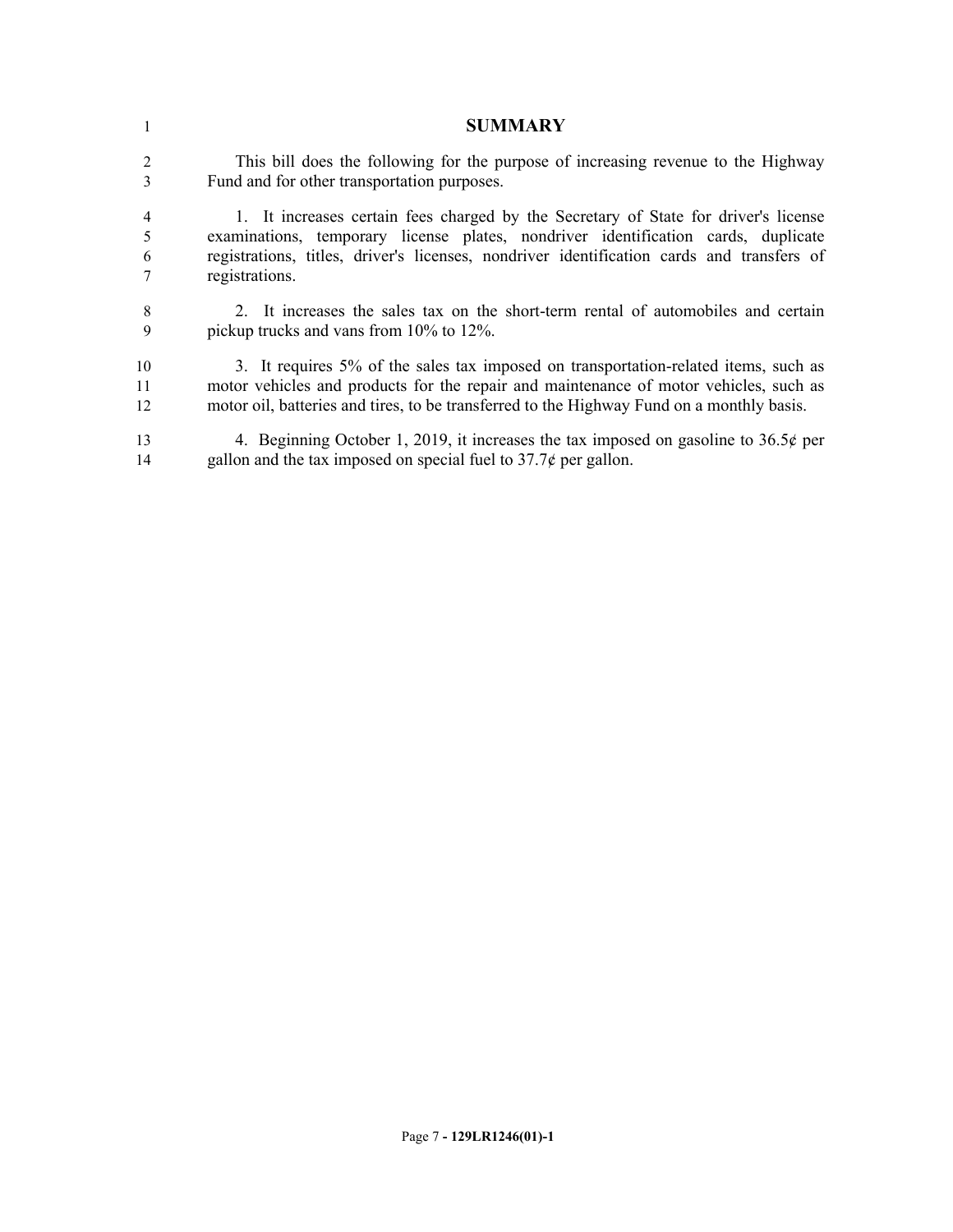## SUMMARY

This bill does the following for the purpose of increasing revenue to the Highway Fund and for other transportation purposes.

1. It increases certain fees charged by the Secretary of State for driver's license examinations, temporary license plates, nondriver identification cards, duplicate registrations, titles, driver's licenses, nondriver identification cards and transfers of registrations.

2. It increases the sales tax on the short-term rental of automobiles and certain pickup trucks and vans from 10% to 12%.

3. It requires 5% of the sales tax imposed on transportation-related items, such as motor vehicles and products for the repair and maintenance of motor vehicles, such as motor oil, batteries and tires, to be transferred to the Highway Fund on a monthly basis.

4. Beginning October 1, 2019, it increases the tax imposed on gasoline to 36.5¢ per gallon and the tax imposed on special fuel to 37.7¢ per gallon.